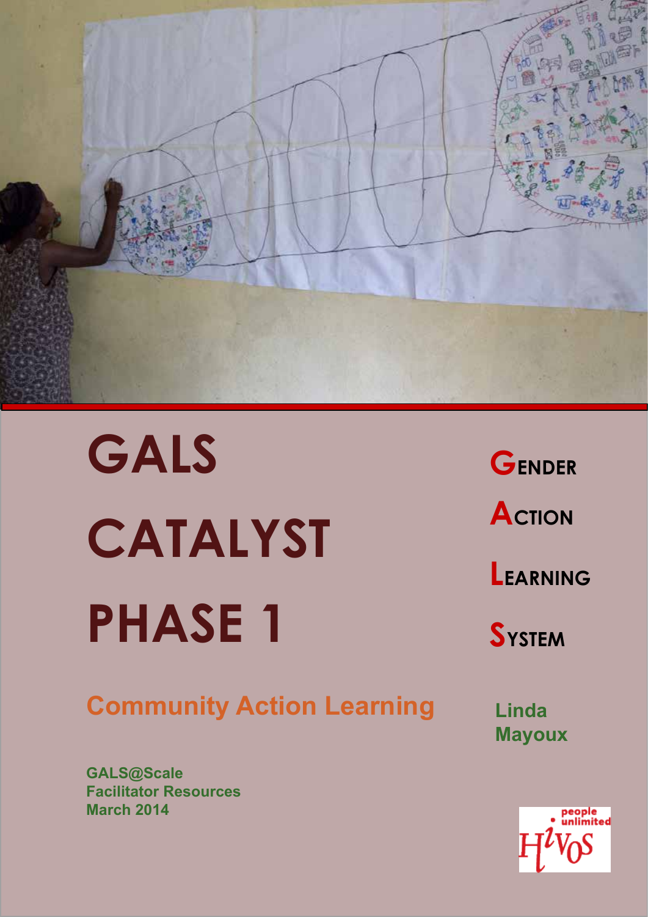# GALS CATALYST PHASE 1

**G**ENDER
**A**CTION
**L**EARNING
**S**YSTEM

## Community Action Learning

Linda Mayoux

GALS@Scale
Facilitator Resources
March 2014

people unlimited
Hivos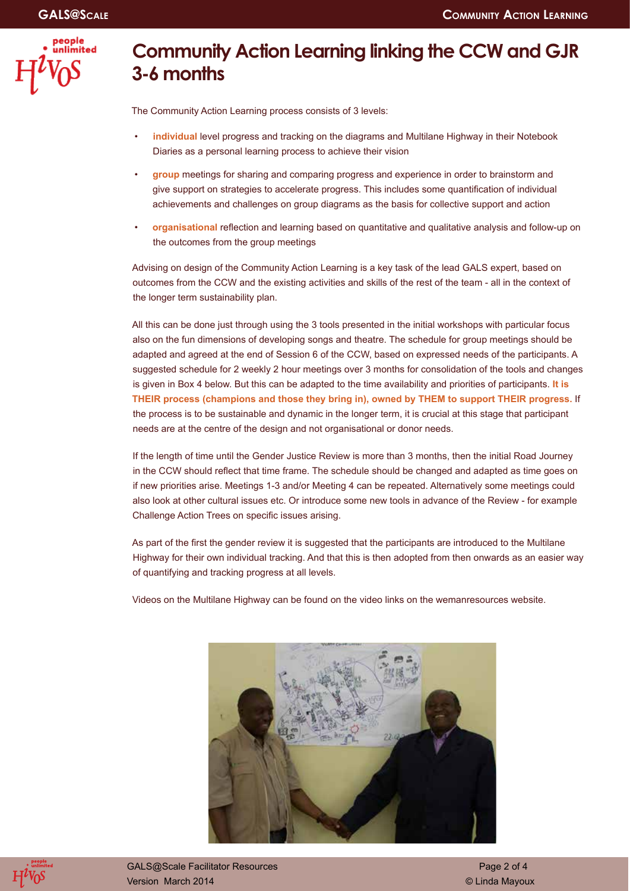# Community Action Learning linking the CCW and GJR 3-6 months

The Community Action Learning process consists of 3 levels:

- **individual** level progress and tracking on the diagrams and Multilane Highway in their Notebook Diaries as a personal learning process to achieve their vision
- **group** meetings for sharing and comparing progress and experience in order to brainstorm and give support on strategies to accelerate progress. This includes some quantification of individual achievements and challenges on group diagrams as the basis for collective support and action
- **organisational** reflection and learning based on quantitative and qualitative analysis and follow-up on the outcomes from the group meetings

Advising on design of the Community Action Learning is a key task of the lead GALS expert, based on outcomes from the CCW and the existing activities and skills of the rest of the team - all in the context of the longer term sustainability plan.

All this can be done just through using the 3 tools presented in the initial workshops with particular focus also on the fun dimensions of developing songs and theatre. The schedule for group meetings should be adapted and agreed at the end of Session 6 of the CCW, based on expressed needs of the participants. A suggested schedule for 2 weekly 2 hour meetings over 3 months for consolidation of the tools and changes is given in Box 4 below. But this can be adapted to the time availability and priorities of participants. **It is THEIR process (champions and those they bring in), owned by THEM to support THEIR progress.** If the process is to be sustainable and dynamic in the longer term, it is crucial at this stage that participant needs are at the centre of the design and not organisational or donor needs.

If the length of time until the Gender Justice Review is more than 3 months, then the initial Road Journey in the CCW should reflect that time frame. The schedule should be changed and adapted as time goes on if new priorities arise. Meetings 1-3 and/or Meeting 4 can be repeated. Alternatively some meetings could also look at other cultural issues etc. Or introduce some new tools in advance of the Review - for example Challenge Action Trees on specific issues arising.

As part of the first the gender review it is suggested that the participants are introduced to the Multilane Highway for their own individual tracking. And that this is then adopted from then onwards as an easier way of quantifying and tracking progress at all levels.

Videos on the Multilane Highway can be found on the video links on the wemanresources website.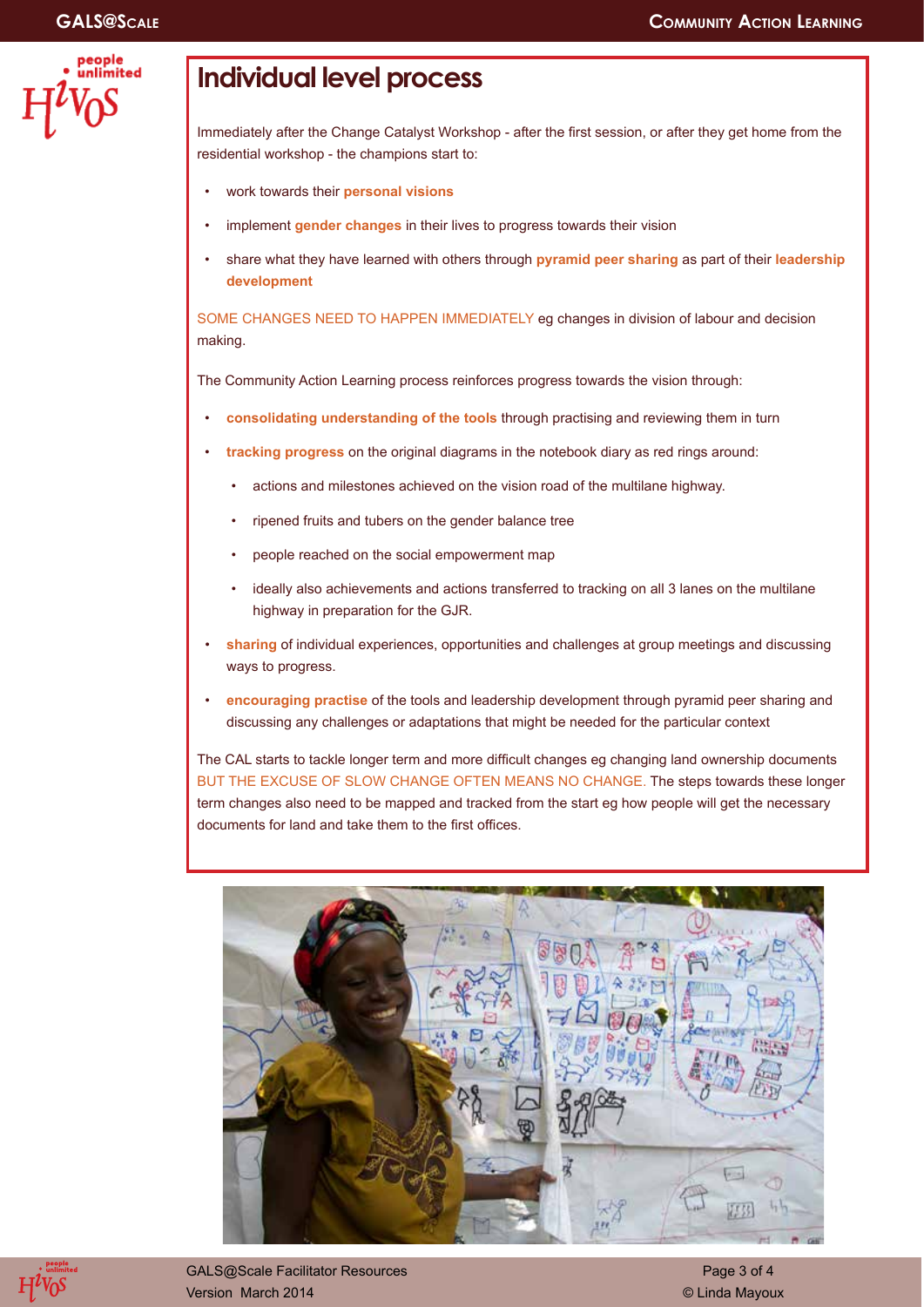# Individual level process

Immediately after the Change Catalyst Workshop - after the first session, or after they get home from the residential workshop - the champions start to:

- work towards their **personal visions**
- implement **gender changes** in their lives to progress towards their vision
- share what they have learned with others through **pyramid peer sharing** as part of their **leadership development**

SOME CHANGES NEED TO HAPPEN IMMEDIATELY eg changes in division of labour and decision making.

The Community Action Learning process reinforces progress towards the vision through:

- **consolidating understanding of the tools** through practising and reviewing them in turn
- **tracking progress** on the original diagrams in the notebook diary as red rings around:
  - actions and milestones achieved on the vision road of the multilane highway.
  - ripened fruits and tubers on the gender balance tree
  - people reached on the social empowerment map
  - ideally also achievements and actions transferred to tracking on all 3 lanes on the multilane highway in preparation for the GJR.
- **sharing** of individual experiences, opportunities and challenges at group meetings and discussing ways to progress.
- **encouraging practise** of the tools and leadership development through pyramid peer sharing and discussing any challenges or adaptations that might be needed for the particular context

The CAL starts to tackle longer term and more difficult changes eg changing land ownership documents BUT THE EXCUSE OF SLOW CHANGE OFTEN MEANS NO CHANGE. The steps towards these longer term changes also need to be mapped and tracked from the start eg how people will get the necessary documents for land and take them to the first offices.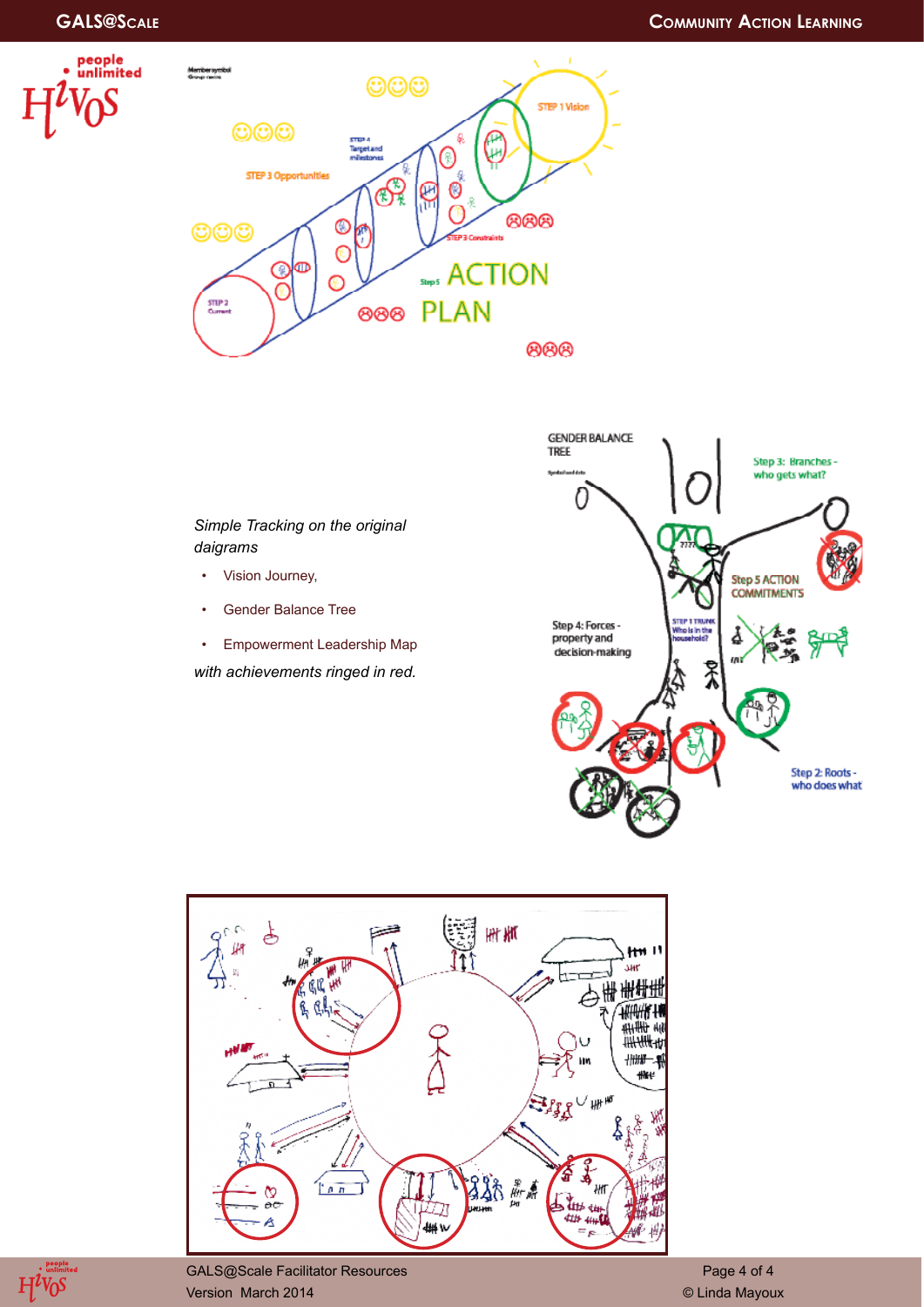*Simple Tracking on the original daigrams*

- Vision Journey,
- Gender Balance Tree
- Empowerment Leadership Map

*with achievements ringed in red.*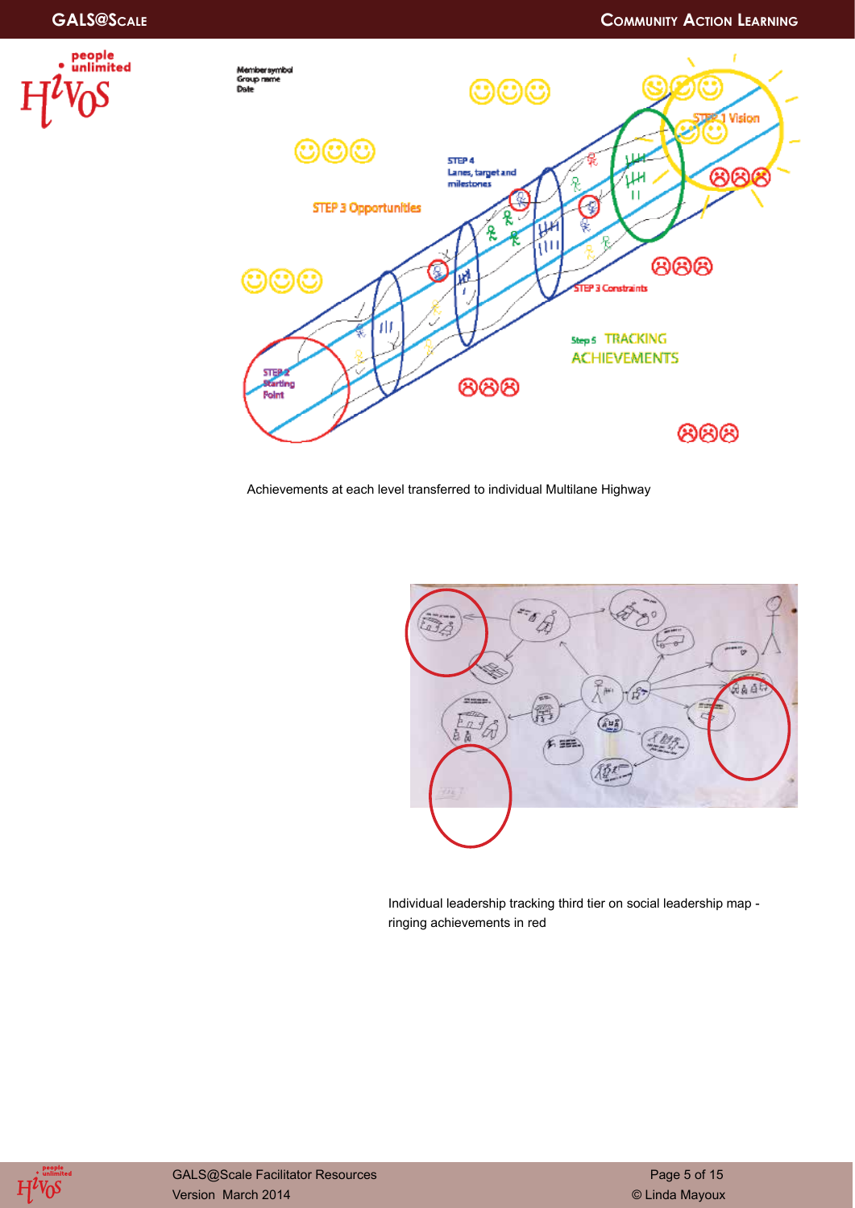Achievements at each level transferred to individual Multilane Highway

Individual leadership tracking third tier on social leadership map - ringing achievements in red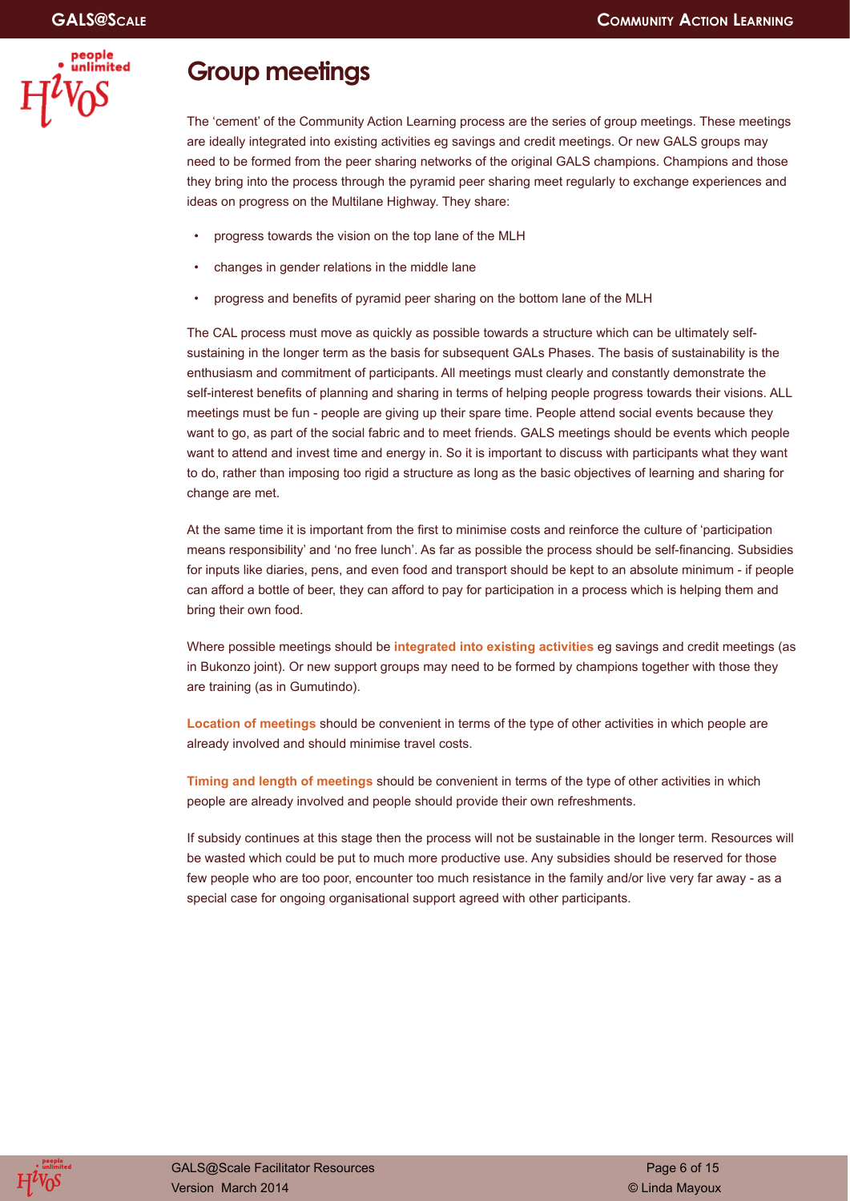# Group meetings

The 'cement' of the Community Action Learning process are the series of group meetings. These meetings are ideally integrated into existing activities eg savings and credit meetings. Or new GALS groups may need to be formed from the peer sharing networks of the original GALS champions. Champions and those they bring into the process through the pyramid peer sharing meet regularly to exchange experiences and ideas on progress on the Multilane Highway. They share:

- progress towards the vision on the top lane of the MLH
- changes in gender relations in the middle lane
- progress and benefits of pyramid peer sharing on the bottom lane of the MLH

The CAL process must move as quickly as possible towards a structure which can be ultimately self-sustaining in the longer term as the basis for subsequent GALs Phases. The basis of sustainability is the enthusiasm and commitment of participants. All meetings must clearly and constantly demonstrate the self-interest benefits of planning and sharing in terms of helping people progress towards their visions. ALL meetings must be fun - people are giving up their spare time. People attend social events because they want to go, as part of the social fabric and to meet friends. GALS meetings should be events which people want to attend and invest time and energy in. So it is important to discuss with participants what they want to do, rather than imposing too rigid a structure as long as the basic objectives of learning and sharing for change are met.

At the same time it is important from the first to minimise costs and reinforce the culture of 'participation means responsibility' and 'no free lunch'. As far as possible the process should be self-financing. Subsidies for inputs like diaries, pens, and even food and transport should be kept to an absolute minimum - if people can afford a bottle of beer, they can afford to pay for participation in a process which is helping them and bring their own food.

Where possible meetings should be **integrated into existing activities** eg savings and credit meetings (as in Bukonzo joint). Or new support groups may need to be formed by champions together with those they are training (as in Gumutindo).

**Location of meetings** should be convenient in terms of the type of other activities in which people are already involved and should minimise travel costs.

**Timing and length of meetings** should be convenient in terms of the type of other activities in which people are already involved and people should provide their own refreshments.

If subsidy continues at this stage then the process will not be sustainable in the longer term. Resources will be wasted which could be put to much more productive use. Any subsidies should be reserved for those few people who are too poor, encounter too much resistance in the family and/or live very far away - as a special case for ongoing organisational support agreed with other participants.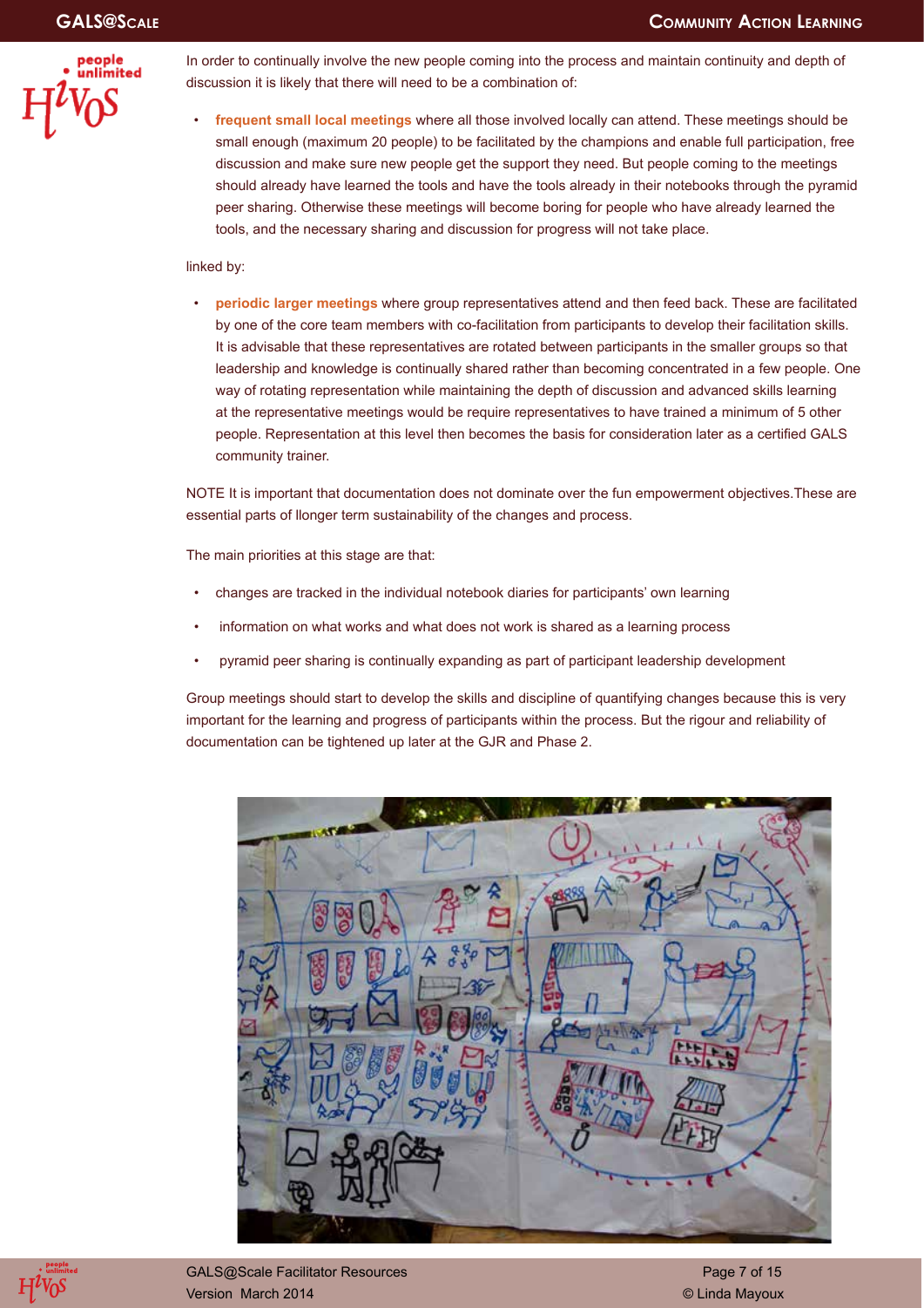In order to continually involve the new people coming into the process and maintain continuity and depth of discussion it is likely that there will need to be a combination of:

- **frequent small local meetings** where all those involved locally can attend. These meetings should be small enough (maximum 20 people) to be facilitated by the champions and enable full participation, free discussion and make sure new people get the support they need. But people coming to the meetings should already have learned the tools and have the tools already in their notebooks through the pyramid peer sharing. Otherwise these meetings will become boring for people who have already learned the tools, and the necessary sharing and discussion for progress will not take place.

linked by:

- **periodic larger meetings** where group representatives attend and then feed back. These are facilitated by one of the core team members with co-facilitation from participants to develop their facilitation skills. It is advisable that these representatives are rotated between participants in the smaller groups so that leadership and knowledge is continually shared rather than becoming concentrated in a few people. One way of rotating representation while maintaining the depth of discussion and advanced skills learning at the representative meetings would be require representatives to have trained a minimum of 5 other people. Representation at this level then becomes the basis for consideration later as a certified GALS community trainer.

NOTE It is important that documentation does not dominate over the fun empowerment objectives.These are essential parts of llonger term sustainability of the changes and process.

The main priorities at this stage are that:

- changes are tracked in the individual notebook diaries for participants' own learning
- information on what works and what does not work is shared as a learning process
- pyramid peer sharing is continually expanding as part of participant leadership development

Group meetings should start to develop the skills and discipline of quantifying changes because this is very important for the learning and progress of participants within the process. But the rigour and reliability of documentation can be tightened up later at the GJR and Phase 2.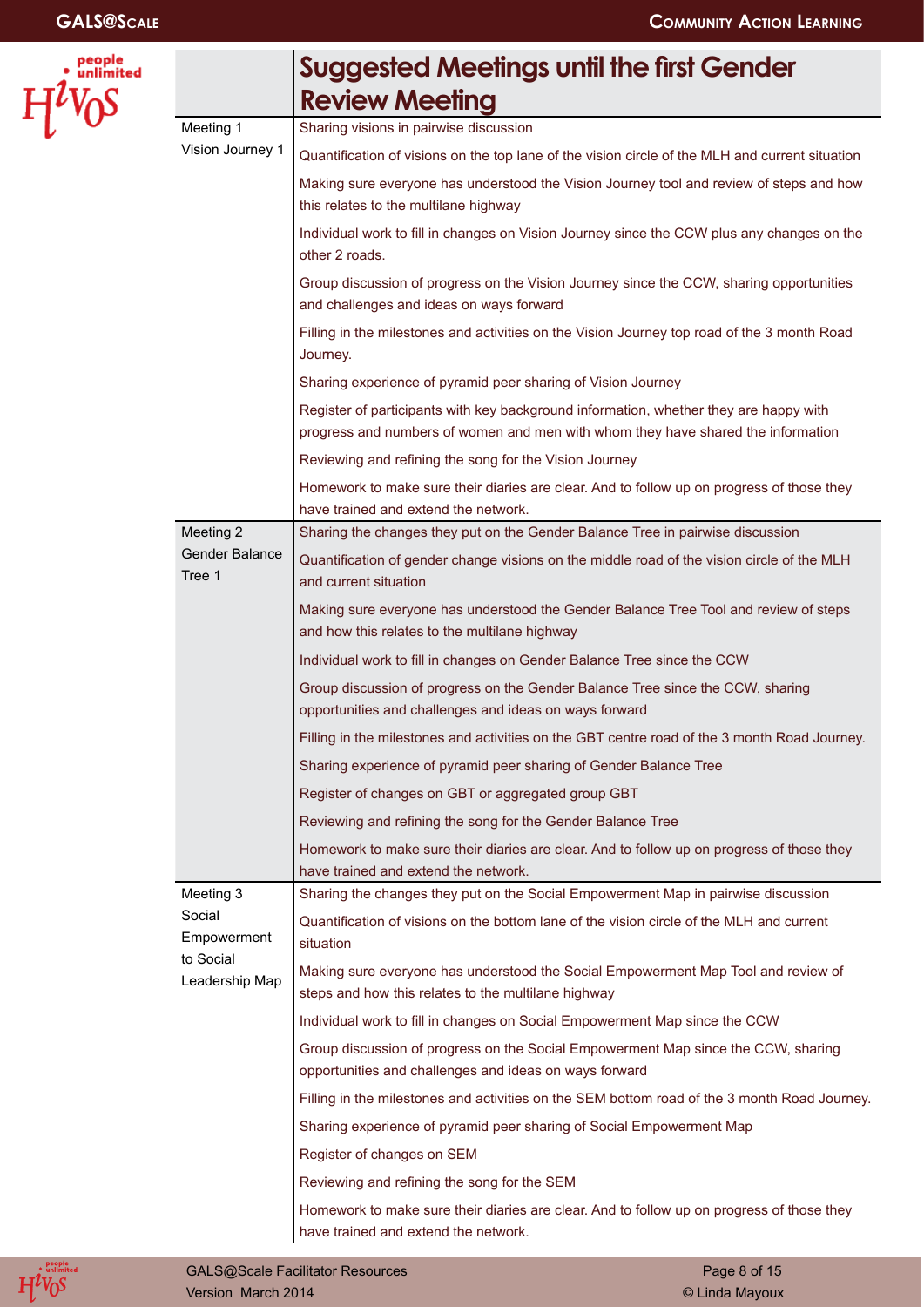| | Suggested Meetings until the first Gender Review Meeting |
|---|---|
| Meeting 1 Vision Journey 1 | Sharing visions in pairwise discussion |
| | Quantification of visions on the top lane of the vision circle of the MLH and current situation |
| | Making sure everyone has understood the Vision Journey tool and review of steps and how this relates to the multilane highway |
| | Individual work to fill in changes on Vision Journey since the CCW plus any changes on the other 2 roads. |
| | Group discussion of progress on the Vision Journey since the CCW, sharing opportunities and challenges and ideas on ways forward |
| | Filling in the milestones and activities on the Vision Journey top road of the 3 month Road Journey. |
| | Sharing experience of pyramid peer sharing of Vision Journey |
| | Register of participants with key background information, whether they are happy with progress and numbers of women and men with whom they have shared the information |
| | Reviewing and refining the song for the Vision Journey |
| | Homework to make sure their diaries are clear. And to follow up on progress of those they have trained and extend the network. |
| Meeting 2 Gender Balance Tree 1 | Sharing the changes they put on the Gender Balance Tree in pairwise discussion |
| | Quantification of gender change visions on the middle road of the vision circle of the MLH and current situation |
| | Making sure everyone has understood the Gender Balance Tree Tool and review of steps and how this relates to the multilane highway |
| | Individual work to fill in changes on Gender Balance Tree since the CCW |
| | Group discussion of progress on the Gender Balance Tree since the CCW, sharing opportunities and challenges and ideas on ways forward |
| | Filling in the milestones and activities on the GBT centre road of the 3 month Road Journey. |
| | Sharing experience of pyramid peer sharing of Gender Balance Tree |
| | Register of changes on GBT or aggregated group GBT |
| | Reviewing and refining the song for the Gender Balance Tree |
| | Homework to make sure their diaries are clear. And to follow up on progress of those they have trained and extend the network. |
| Meeting 3 Social Empowerment to Social Leadership Map | Sharing the changes they put on the Social Empowerment Map in pairwise discussion |
| | Quantification of visions on the bottom lane of the vision circle of the MLH and current situation |
| | Making sure everyone has understood the Social Empowerment Map Tool and review of steps and how this relates to the multilane highway |
| | Individual work to fill in changes on Social Empowerment Map since the CCW |
| | Group discussion of progress on the Social Empowerment Map since the CCW, sharing opportunities and challenges and ideas on ways forward |
| | Filling in the milestones and activities on the SEM bottom road of the 3 month Road Journey. |
| | Sharing experience of pyramid peer sharing of Social Empowerment Map |
| | Register of changes on SEM |
| | Reviewing and refining the song for the SEM |
| | Homework to make sure their diaries are clear. And to follow up on progress of those they have trained and extend the network. |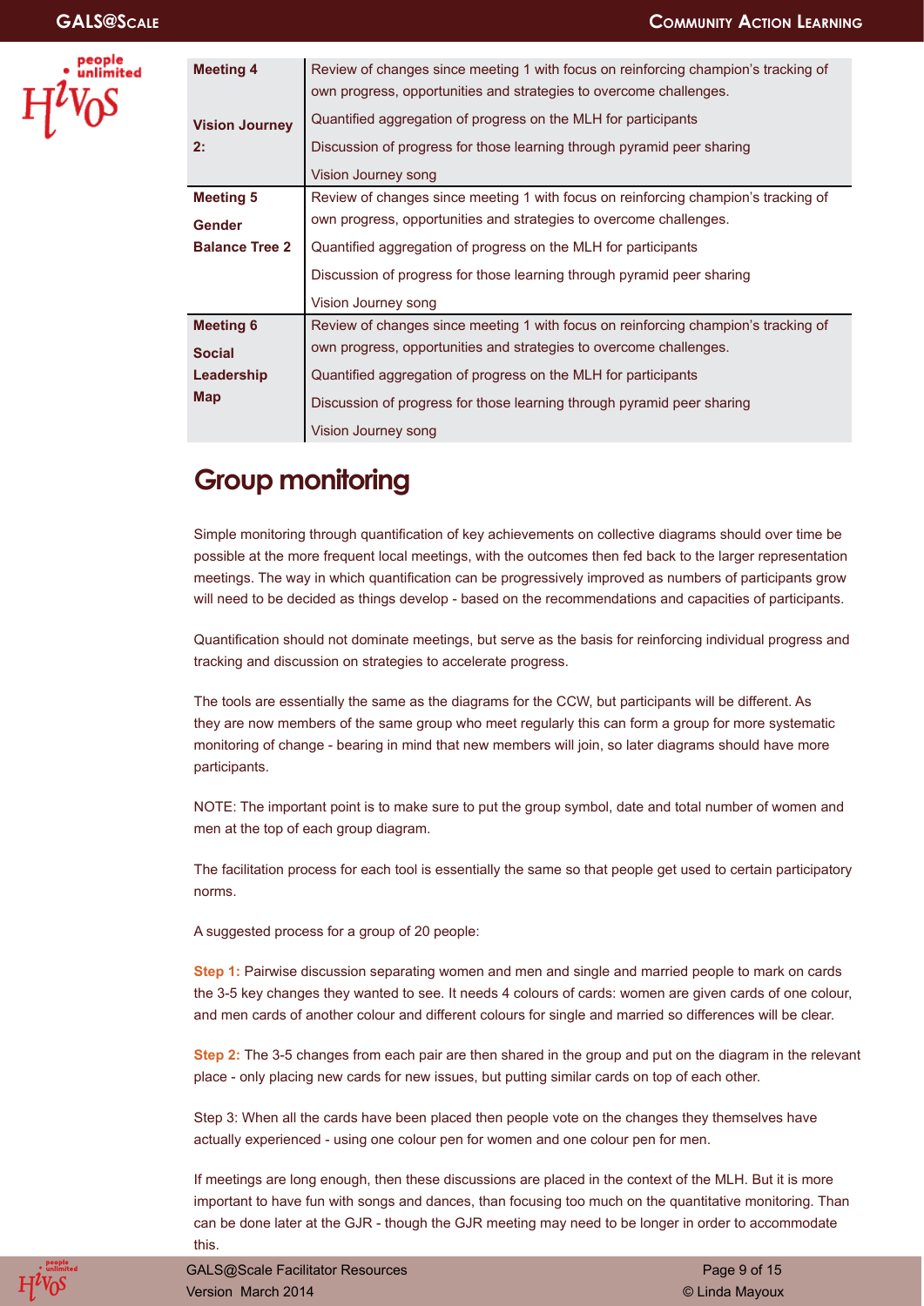| | |
|---|---|
| **Meeting 4**<br><br>**Vision Journey 2:** | Review of changes since meeting 1 with focus on reinforcing champion's tracking of own progress, opportunities and strategies to overcome challenges.<br>Quantified aggregation of progress on the MLH for participants<br>Discussion of progress for those learning through pyramid peer sharing<br>Vision Journey song |
| **Meeting 5**<br>**Gender Balance Tree 2** | Review of changes since meeting 1 with focus on reinforcing champion's tracking of own progress, opportunities and strategies to overcome challenges.<br>Quantified aggregation of progress on the MLH for participants<br>Discussion of progress for those learning through pyramid peer sharing<br>Vision Journey song |
| **Meeting 6**<br>**Social Leadership Map** | Review of changes since meeting 1 with focus on reinforcing champion's tracking of own progress, opportunities and strategies to overcome challenges.<br>Quantified aggregation of progress on the MLH for participants<br>Discussion of progress for those learning through pyramid peer sharing<br>Vision Journey song |

## Group monitoring

Simple monitoring through quantification of key achievements on collective diagrams should over time be possible at the more frequent local meetings, with the outcomes then fed back to the larger representation meetings. The way in which quantification can be progressively improved as numbers of participants grow will need to be decided as things develop - based on the recommendations and capacities of participants.

Quantification should not dominate meetings, but serve as the basis for reinforcing individual progress and tracking and discussion on strategies to accelerate progress.

The tools are essentially the same as the diagrams for the CCW, but participants will be different. As they are now members of the same group who meet regularly this can form a group for more systematic monitoring of change - bearing in mind that new members will join, so later diagrams should have more participants.

NOTE: The important point is to make sure to put the group symbol, date and total number of women and men at the top of each group diagram.

The facilitation process for each tool is essentially the same so that people get used to certain participatory norms.

A suggested process for a group of 20 people:

**Step 1:** Pairwise discussion separating women and men and single and married people to mark on cards the 3-5 key changes they wanted to see. It needs 4 colours of cards: women are given cards of one colour, and men cards of another colour and different colours for single and married so differences will be clear.

**Step 2:** The 3-5 changes from each pair are then shared in the group and put on the diagram in the relevant place - only placing new cards for new issues, but putting similar cards on top of each other.

Step 3: When all the cards have been placed then people vote on the changes they themselves have actually experienced - using one colour pen for women and one colour pen for men.

If meetings are long enough, then these discussions are placed in the context of the MLH. But it is more important to have fun with songs and dances, than focusing too much on the quantitative monitoring. Than can be done later at the GJR - though the GJR meeting may need to be longer in order to accommodate this.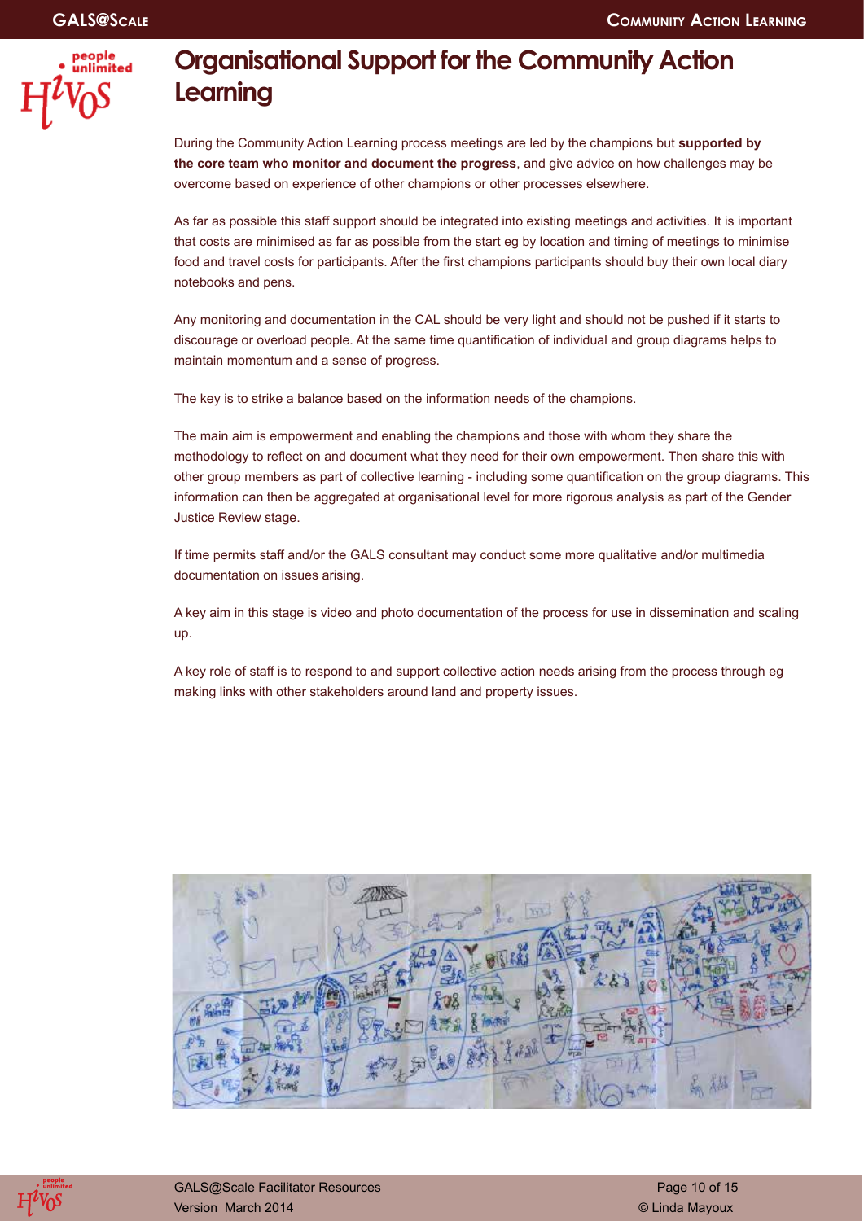# Organisational Support for the Community Action Learning

During the Community Action Learning process meetings are led by the champions but **supported by the core team who monitor and document the progress**, and give advice on how challenges may be overcome based on experience of other champions or other processes elsewhere.

As far as possible this staff support should be integrated into existing meetings and activities. It is important that costs are minimised as far as possible from the start eg by location and timing of meetings to minimise food and travel costs for participants. After the first champions participants should buy their own local diary notebooks and pens.

Any monitoring and documentation in the CAL should be very light and should not be pushed if it starts to discourage or overload people. At the same time quantification of individual and group diagrams helps to maintain momentum and a sense of progress.

The key is to strike a balance based on the information needs of the champions.

The main aim is empowerment and enabling the champions and those with whom they share the methodology to reflect on and document what they need for their own empowerment. Then share this with other group members as part of collective learning - including some quantification on the group diagrams. This information can then be aggregated at organisational level for more rigorous analysis as part of the Gender Justice Review stage.

If time permits staff and/or the GALS consultant may conduct some more qualitative and/or multimedia documentation on issues arising.

A key aim in this stage is video and photo documentation of the process for use in dissemination and scaling up.

A key role of staff is to respond to and support collective action needs arising from the process through eg making links with other stakeholders around land and property issues.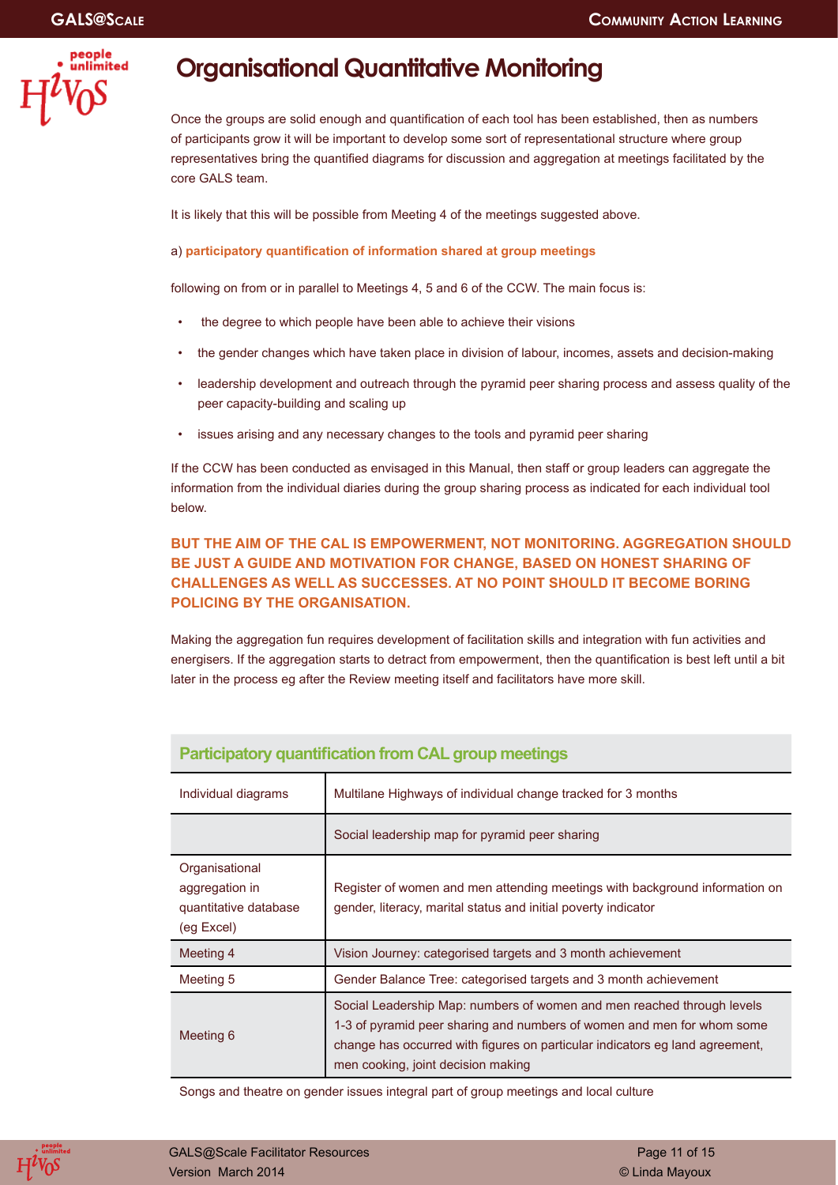# Organisational Quantitative Monitoring

Once the groups are solid enough and quantification of each tool has been established, then as numbers of participants grow it will be important to develop some sort of representational structure where group representatives bring the quantified diagrams for discussion and aggregation at meetings facilitated by the core GALS team.

It is likely that this will be possible from Meeting 4 of the meetings suggested above.

a) **participatory quantification of information shared at group meetings**

following on from or in parallel to Meetings 4, 5 and 6 of the CCW. The main focus is:

- the degree to which people have been able to achieve their visions
- the gender changes which have taken place in division of labour, incomes, assets and decision-making
- leadership development and outreach through the pyramid peer sharing process and assess quality of the peer capacity-building and scaling up
- issues arising and any necessary changes to the tools and pyramid peer sharing

If the CCW has been conducted as envisaged in this Manual, then staff or group leaders can aggregate the information from the individual diaries during the group sharing process as indicated for each individual tool below.

**BUT THE AIM OF THE CAL IS EMPOWERMENT, NOT MONITORING. AGGREGATION SHOULD BE JUST A GUIDE AND MOTIVATION FOR CHANGE, BASED ON HONEST SHARING OF CHALLENGES AS WELL AS SUCCESSES. AT NO POINT SHOULD IT BECOME BORING POLICING BY THE ORGANISATION.**

Making the aggregation fun requires development of facilitation skills and integration with fun activities and energisers. If the aggregation starts to detract from empowerment, then the quantification is best left until a bit later in the process eg after the Review meeting itself and facilitators have more skill.

| Participatory quantification from CAL group meetings | |
|---|---|
| Individual diagrams | Multilane Highways of individual change tracked for 3 months |
| | Social leadership map for pyramid peer sharing |
| Organisational aggregation in quantitative database (eg Excel) | Register of women and men attending meetings with background information on gender, literacy, marital status and initial poverty indicator |
| Meeting 4 | Vision Journey: categorised targets and 3 month achievement |
| Meeting 5 | Gender Balance Tree: categorised targets and 3 month achievement |
| Meeting 6 | Social Leadership Map: numbers of women and men reached through levels 1-3 of pyramid peer sharing and numbers of women and men for whom some change has occurred with figures on particular indicators eg land agreement, men cooking, joint decision making |

Songs and theatre on gender issues integral part of group meetings and local culture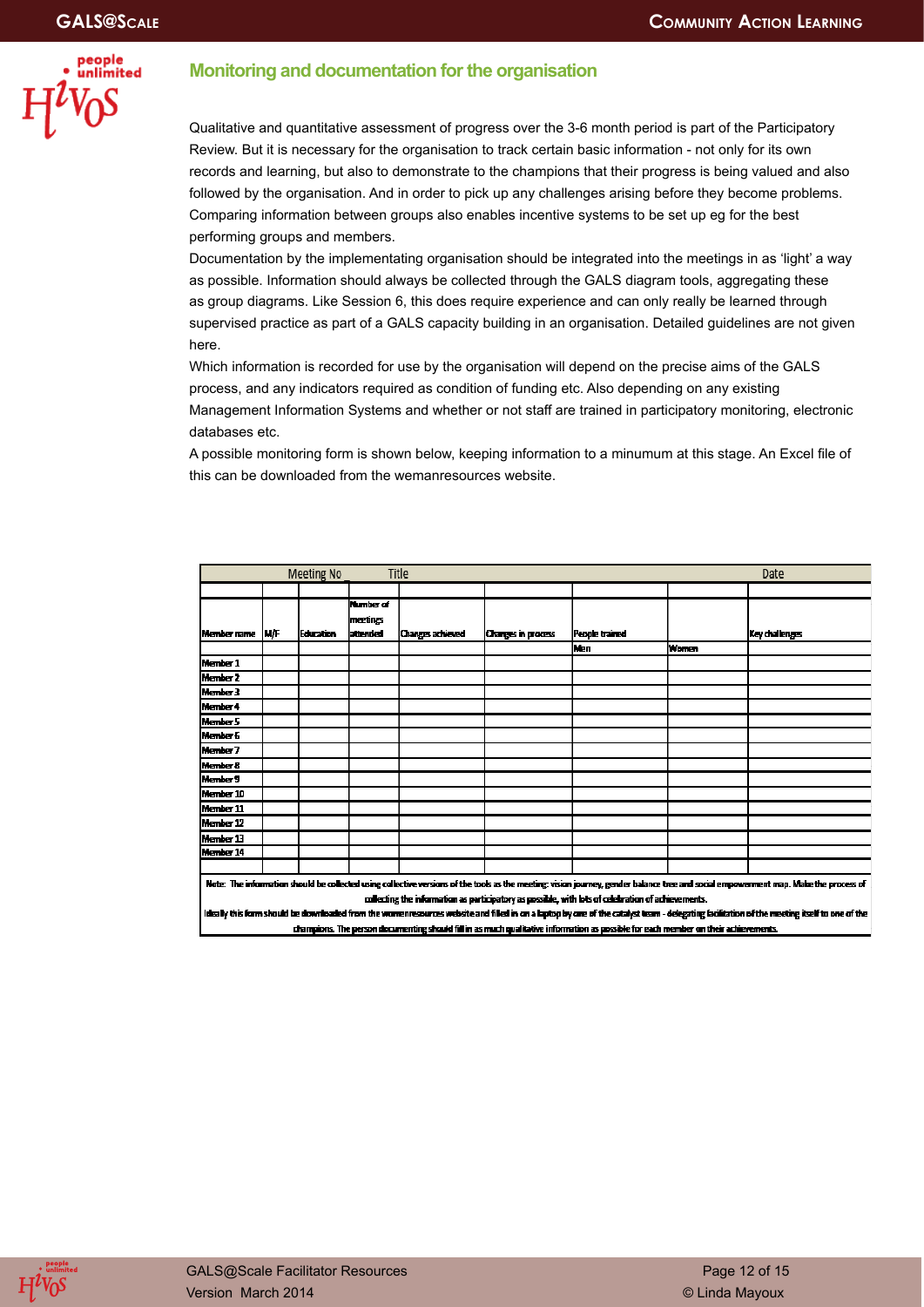## Monitoring and documentation for the organisation

Qualitative and quantitative assessment of progress over the 3-6 month period is part of the Participatory Review. But it is necessary for the organisation to track certain basic information - not only for its own records and learning, but also to demonstrate to the champions that their progress is being valued and also followed by the organisation. And in order to pick up any challenges arising before they become problems. Comparing information between groups also enables incentive systems to be set up eg for the best performing groups and members.

Documentation by the implementating organisation should be integrated into the meetings in as 'light' a way as possible. Information should always be collected through the GALS diagram tools, aggregating these as group diagrams. Like Session 6, this does require experience and can only really be learned through supervised practice as part of a GALS capacity building in an organisation. Detailed guidelines are not given here.

Which information is recorded for use by the organisation will depend on the precise aims of the GALS process, and any indicators required as condition of funding etc. Also depending on any existing Management Information Systems and whether or not staff are trained in participatory monitoring, electronic databases etc.

A possible monitoring form is shown below, keeping information to a minumum at this stage. An Excel file of this can be downloaded from the wemanresources website.

| Meeting No _ | | Title | | | | | | Date |
|---|---|---|---|---|---|---|---|---|
| | | | | | | | | |
| Member name | M/F | Education | Number of meetings attended | Changes achieved | Changes in process | People trained | | Key challenges |
| | | | | | | Men | Women | |
| Member 1 | | | | | | | | |
| Member 2 | | | | | | | | |
| Member 3 | | | | | | | | |
| Member 4 | | | | | | | | |
| Member 5 | | | | | | | | |
| Member 6 | | | | | | | | |
| Member 7 | | | | | | | | |
| Member 8 | | | | | | | | |
| Member 9 | | | | | | | | |
| Member 10 | | | | | | | | |
| Member 11 | | | | | | | | |
| Member 12 | | | | | | | | |
| Member 13 | | | | | | | | |
| Member 14 | | | | | | | | |
| | | | | | | | | |

Note: The information should be collected using collective versions of the tools as the meeting: vision journey, gender balance tree and social empowerment map. Make the process of collecting the information as participatory as possible, with lots of celebration of achievements.
Ideally this form should be downloaded from the wemenresources website and filled in on a laptop by one of the catalyst team - delegating facilitation of the meeting itself to one of the champions. The person documenting should fill in as much qualitative information as possible for each member on their achievements.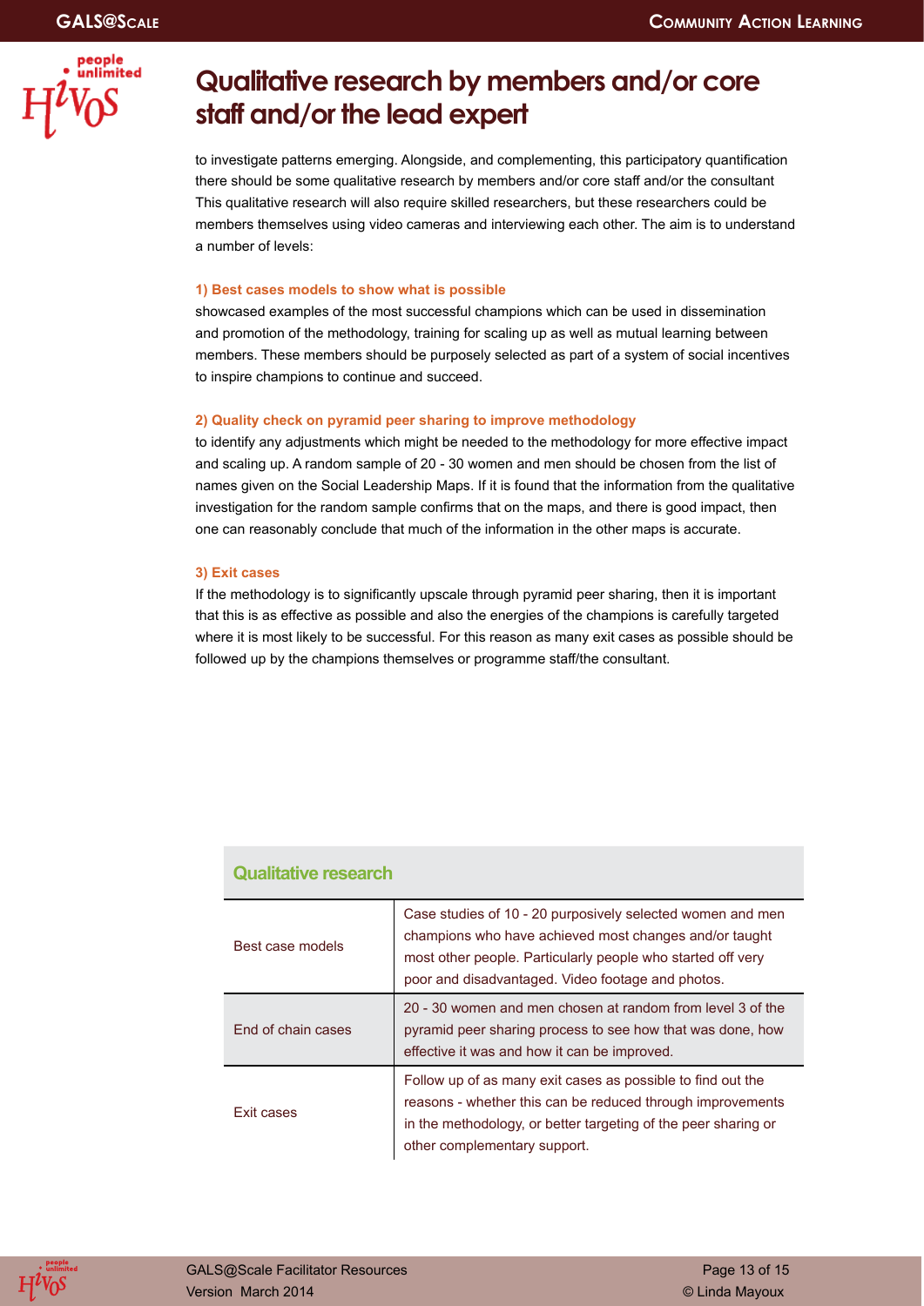# Qualitative research by members and/or core staff and/or the lead expert

to investigate patterns emerging. Alongside, and complementing, this participatory quantification there should be some qualitative research by members and/or core staff and/or the consultant This qualitative research will also require skilled researchers, but these researchers could be members themselves using video cameras and interviewing each other. The aim is to understand a number of levels:

### 1) Best cases models to show what is possible

showcased examples of the most successful champions which can be used in dissemination and promotion of the methodology, training for scaling up as well as mutual learning between members. These members should be purposely selected as part of a system of social incentives to inspire champions to continue and succeed.

### 2) Quality check on pyramid peer sharing to improve methodology

to identify any adjustments which might be needed to the methodology for more effective impact and scaling up. A random sample of 20 - 30 women and men should be chosen from the list of names given on the Social Leadership Maps. If it is found that the information from the qualitative investigation for the random sample confirms that on the maps, and there is good impact, then one can reasonably conclude that much of the information in the other maps is accurate.

### 3) Exit cases

If the methodology is to significantly upscale through pyramid peer sharing, then it is important that this is as effective as possible and also the energies of the champions is carefully targeted where it is most likely to be successful. For this reason as many exit cases as possible should be followed up by the champions themselves or programme staff/the consultant.

| Qualitative research | |
|---|---|
| Best case models | Case studies of 10 - 20 purposively selected women and men champions who have achieved most changes and/or taught most other people. Particularly people who started off very poor and disadvantaged. Video footage and photos. |
| End of chain cases | 20 - 30 women and men chosen at random from level 3 of the pyramid peer sharing process to see how that was done, how effective it was and how it can be improved. |
| Exit cases | Follow up of as many exit cases as possible to find out the reasons - whether this can be reduced through improvements in the methodology, or better targeting of the peer sharing or other complementary support. |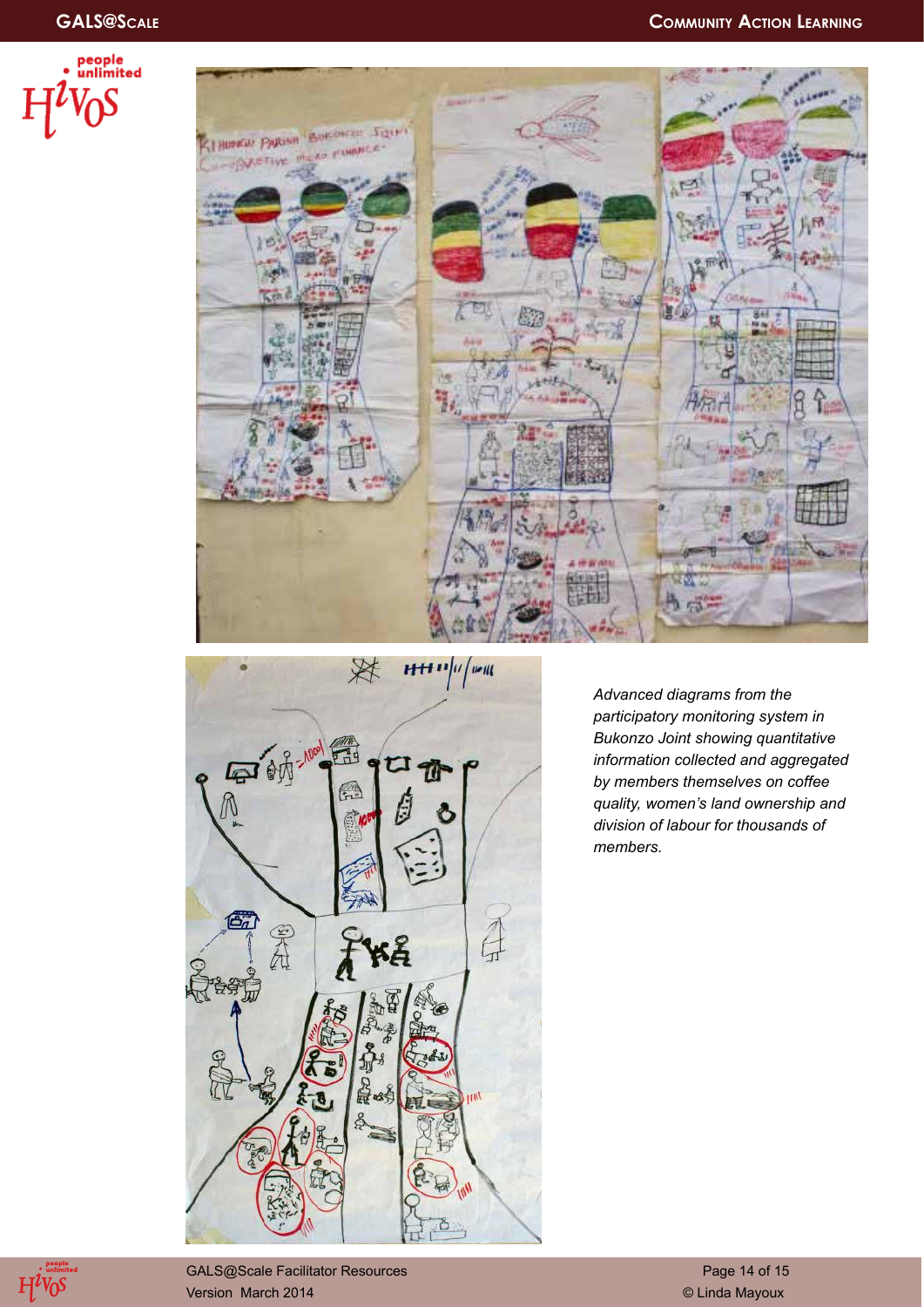*Advanced diagrams from the participatory monitoring system in Bukonzo Joint showing quantitative information collected and aggregated by members themselves on coffee quality, women's land ownership and division of labour for thousands of members.*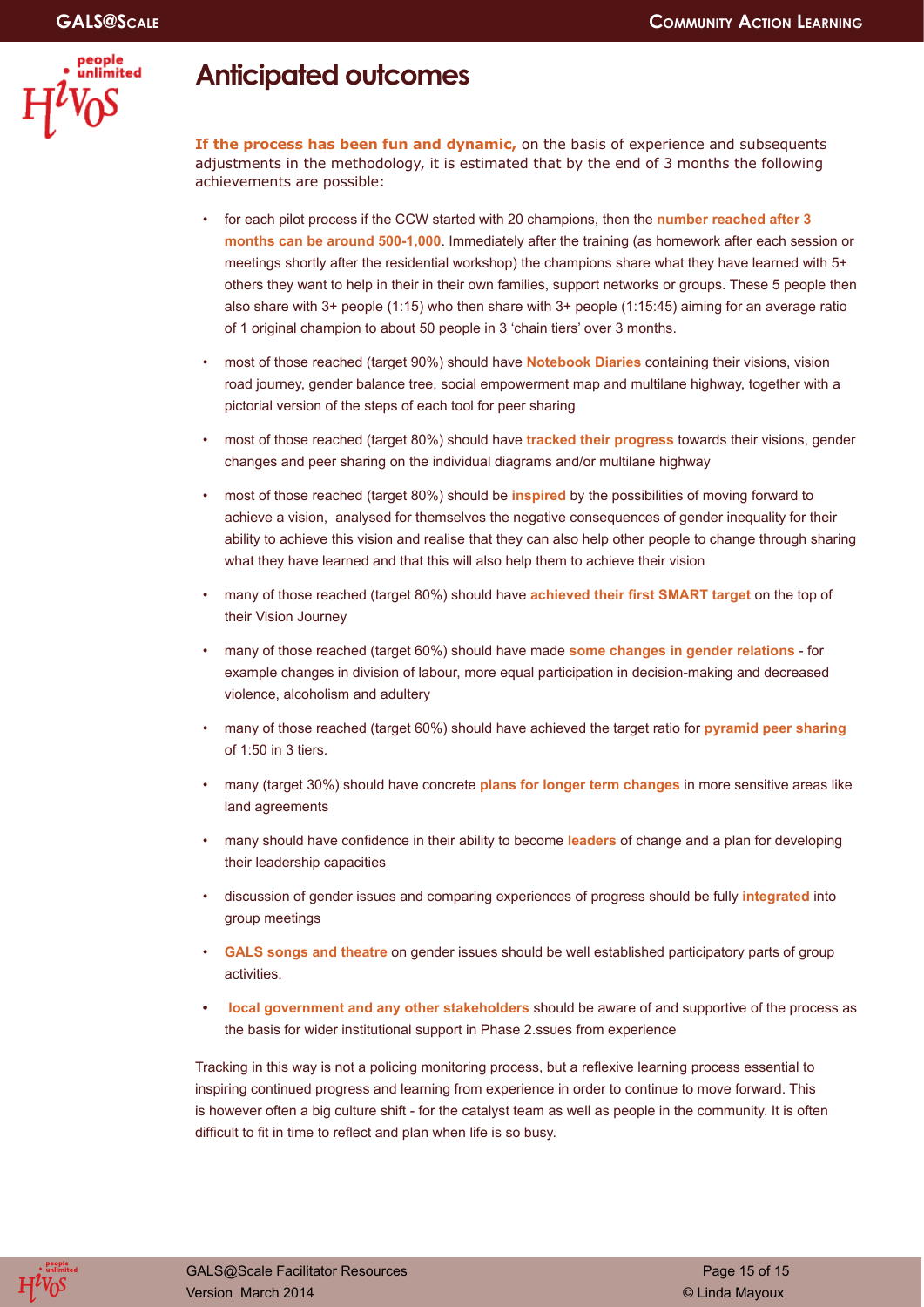# Anticipated outcomes

**If the process has been fun and dynamic,** on the basis of experience and subsequents adjustments in the methodology, it is estimated that by the end of 3 months the following achievements are possible:

- for each pilot process if the CCW started with 20 champions, then the **number reached after 3 months can be around 500-1,000**. Immediately after the training (as homework after each session or meetings shortly after the residential workshop) the champions share what they have learned with 5+ others they want to help in their in their own families, support networks or groups. These 5 people then also share with 3+ people (1:15) who then share with 3+ people (1:15:45) aiming for an average ratio of 1 original champion to about 50 people in 3 'chain tiers' over 3 months.
- most of those reached (target 90%) should have **Notebook Diaries** containing their visions, vision road journey, gender balance tree, social empowerment map and multilane highway, together with a pictorial version of the steps of each tool for peer sharing
- most of those reached (target 80%) should have **tracked their progress** towards their visions, gender changes and peer sharing on the individual diagrams and/or multilane highway
- most of those reached (target 80%) should be **inspired** by the possibilities of moving forward to achieve a vision, analysed for themselves the negative consequences of gender inequality for their ability to achieve this vision and realise that they can also help other people to change through sharing what they have learned and that this will also help them to achieve their vision
- many of those reached (target 80%) should have **achieved their first SMART target** on the top of their Vision Journey
- many of those reached (target 60%) should have made **some changes in gender relations** - for example changes in division of labour, more equal participation in decision-making and decreased violence, alcoholism and adultery
- many of those reached (target 60%) should have achieved the target ratio for **pyramid peer sharing** of 1:50 in 3 tiers.
- many (target 30%) should have concrete **plans for longer term changes** in more sensitive areas like land agreements
- many should have confidence in their ability to become **leaders** of change and a plan for developing their leadership capacities
- discussion of gender issues and comparing experiences of progress should be fully **integrated** into group meetings
- **GALS songs and theatre** on gender issues should be well established participatory parts of group activities.
- **local government and any other stakeholders** should be aware of and supportive of the process as the basis for wider institutional support in Phase 2.ssues from experience

Tracking in this way is not a policing monitoring process, but a reflexive learning process essential to inspiring continued progress and learning from experience in order to continue to move forward. This is however often a big culture shift - for the catalyst team as well as people in the community. It is often difficult to fit in time to reflect and plan when life is so busy.